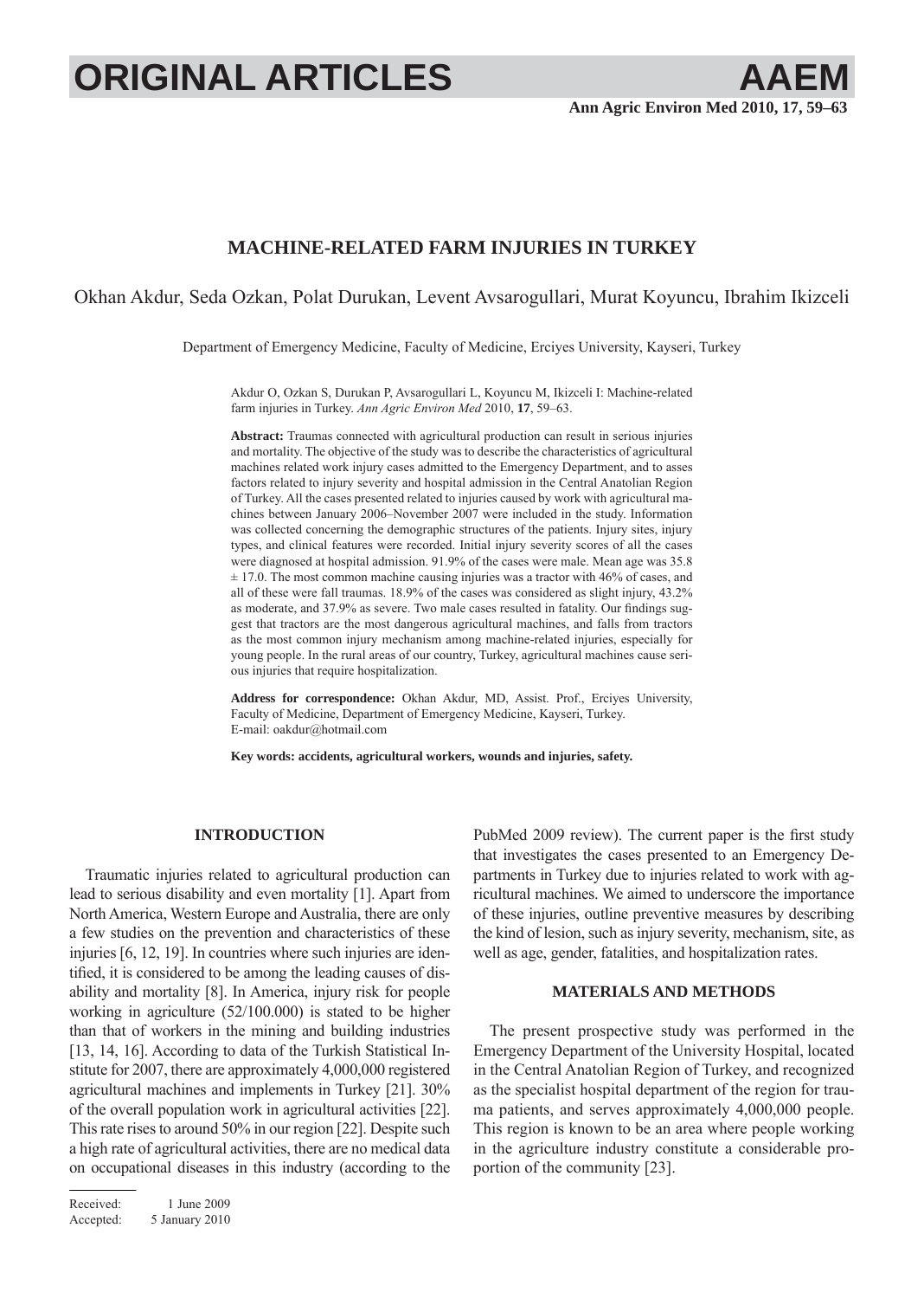# MACHINE-RELATED FARM INJURIES IN TURKEY

Okhan Akdur, Seda Ozkan, Polat Durukan, Levent Avsarogullari, Murat Koyuncu, Ibrahim Ikizceli

Department of Emergency Medicine, Faculty of Medicine, Erciyes University, Kayseri, Turkey

Akdur O, Ozkan S, Durukan P, Avsarogullari L, Koyuncu M, Ikizceli I: Machine-related farm injuries in Turkey. *Ann Agric Environ Med* 2010, **17**, 59–63.

**Abstract:** Traumas connected with agricultural production can result in serious injuries and mortality. The objective of the study was to describe the characteristics of agricultural machines related work injury cases admitted to the Emergency Department, and to asses factors related to injury severity and hospital admission in the Central Anatolian Region of Turkey. All the cases presented related to injuries caused by work with agricultural machines between January 2006–November 2007 were included in the study. Information was collected concerning the demographic structures of the patients. Injury sites, injury types, and clinical features were recorded. Initial injury severity scores of all the cases were diagnosed at hospital admission. 91.9% of the cases were male. Mean age was 35.8 ± 17.0. The most common machine causing injuries was a tractor with 46% of cases, and all of these were fall traumas. 18.9% of the cases was considered as slight injury, 43.2% as moderate, and 37.9% as severe. Two male cases resulted in fatality. Our findings suggest that tractors are the most dangerous agricultural machines, and falls from tractors as the most common injury mechanism among machine-related injuries, especially for young people. In the rural areas of our country, Turkey, agricultural machines cause serious injuries that require hospitalization.

**Address for correspondence:** Okhan Akdur, MD, Assist. Prof., Erciyes University, Faculty of Medicine, Department of Emergency Medicine, Kayseri, Turkey.
E-mail: oakdur@hotmail.com

**Key words: accidents, agricultural workers, wounds and injuries, safety.**

## INTRODUCTION

Traumatic injuries related to agricultural production can lead to serious disability and even mortality [1]. Apart from North America, Western Europe and Australia, there are only a few studies on the prevention and characteristics of these injuries [6, 12, 19]. In countries where such injuries are identified, it is considered to be among the leading causes of disability and mortality [8]. In America, injury risk for people working in agriculture (52/100.000) is stated to be higher than that of workers in the mining and building industries [13, 14, 16]. According to data of the Turkish Statistical Institute for 2007, there are approximately 4,000,000 registered agricultural machines and implements in Turkey [21]. 30% of the overall population work in agricultural activities [22]. This rate rises to around 50% in our region [22]. Despite such a high rate of agricultural activities, there are no medical data on occupational diseases in this industry (according to the PubMed 2009 review). The current paper is the first study that investigates the cases presented to an Emergency Departments in Turkey due to injuries related to work with agricultural machines. We aimed to underscore the importance of these injuries, outline preventive measures by describing the kind of lesion, such as injury severity, mechanism, site, as well as age, gender, fatalities, and hospitalization rates.

## MATERIALS AND METHODS

The present prospective study was performed in the Emergency Department of the University Hospital, located in the Central Anatolian Region of Turkey, and recognized as the specialist hospital department of the region for trauma patients, and serves approximately 4,000,000 people. This region is known to be an area where people working in the agriculture industry constitute a considerable proportion of the community [23].

Received: 1 June 2009
Accepted: 5 January 2010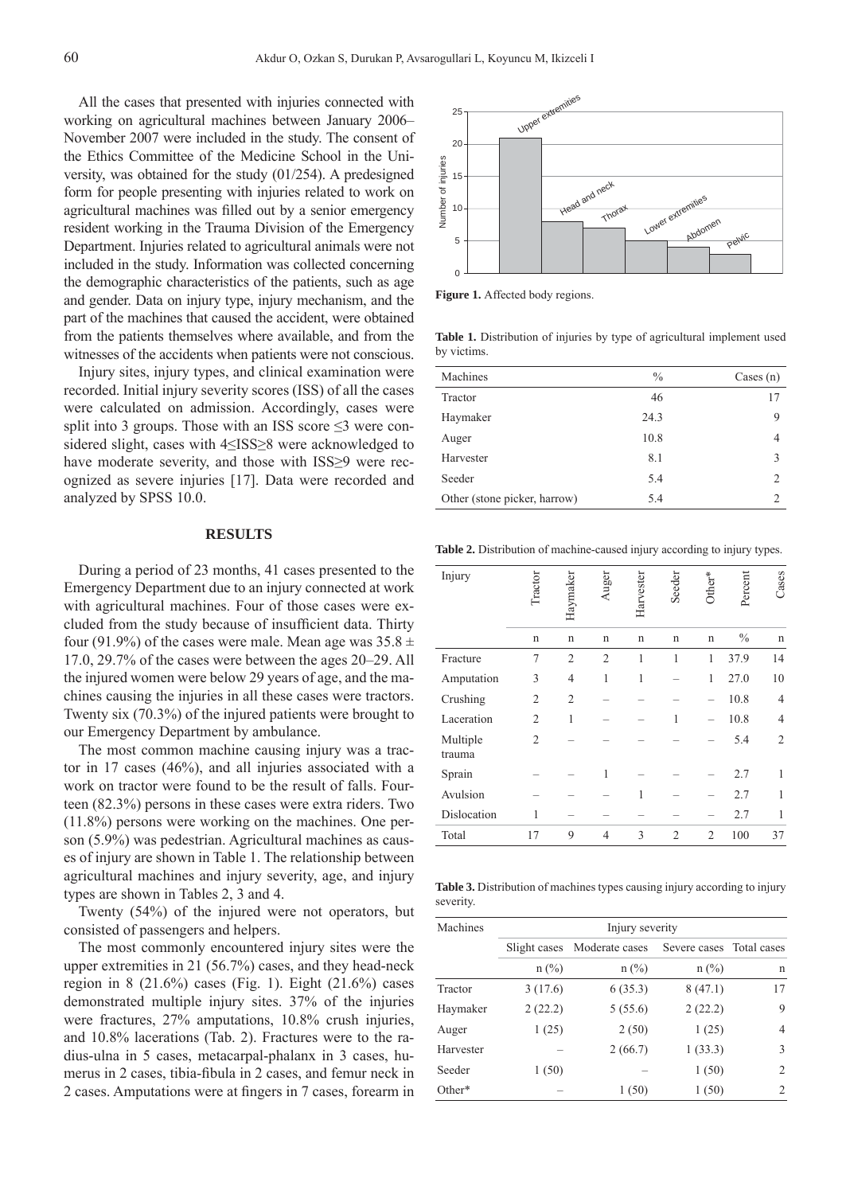All the cases that presented with injuries connected with working on agricultural machines between January 2006–November 2007 were included in the study. The consent of the Ethics Committee of the Medicine School in the University, was obtained for the study (01/254). A predesigned form for people presenting with injuries related to work on agricultural machines was filled out by a senior emergency resident working in the Trauma Division of the Emergency Department. Injuries related to agricultural animals were not included in the study. Information was collected concerning the demographic characteristics of the patients, such as age and gender. Data on injury type, injury mechanism, and the part of the machines that caused the accident, were obtained from the patients themselves where available, and from the witnesses of the accidents when patients were not conscious.

Injury sites, injury types, and clinical examination were recorded. Initial injury severity scores (ISS) of all the cases were calculated on admission. Accordingly, cases were split into 3 groups. Those with an ISS score ≤3 were considered slight, cases with 4≤ISS≥8 were acknowledged to have moderate severity, and those with ISS≥9 were recognized as severe injuries [17]. Data were recorded and analyzed by SPSS 10.0.

## RESULTS

During a period of 23 months, 41 cases presented to the Emergency Department due to an injury connected at work with agricultural machines. Four of those cases were excluded from the study because of insufficient data. Thirty four (91.9%) of the cases were male. Mean age was 35.8 ± 17.0, 29.7% of the cases were between the ages 20–29. All the injured women were below 29 years of age, and the machines causing the injuries in all these cases were tractors. Twenty six (70.3%) of the injured patients were brought to our Emergency Department by ambulance.

The most common machine causing injury was a tractor in 17 cases (46%), and all injuries associated with a work on tractor were found to be the result of falls. Fourteen (82.3%) persons in these cases were extra riders. Two (11.8%) persons were working on the machines. One person (5.9%) was pedestrian. Agricultural machines as causes of injury are shown in Table 1. The relationship between agricultural machines and injury severity, age, and injury types are shown in Tables 2, 3 and 4.

Twenty (54%) of the injured were not operators, but consisted of passengers and helpers.

The most commonly encountered injury sites were the upper extremities in 21 (56.7%) cases, and they head-neck region in 8 (21.6%) cases (Fig. 1). Eight (21.6%) cases demonstrated multiple injury sites. 37% of the injuries were fractures, 27% amputations, 10.8% crush injuries, and 10.8% lacerations (Tab. 2). Fractures were to the radius-ulna in 5 cases, metacarpal-phalanx in 3 cases, humerus in 2 cases, tibia-fibula in 2 cases, and femur neck in 2 cases. Amputations were at fingers in 7 cases, forearm in

| Body region | Number of injuries |
|---|---|
| Upper extremities | 21 |
| Head and neck | 8 |
| Thorax | 7 |
| Lower extremities | 5 |
| Abdomen | 4 |
| Pelvic | 3 |

**Figure 1.** Affected body regions.

**Table 1.** Distribution of injuries by type of agricultural implement used by victims.

| Machines | % | Cases (n) |
|---|---|---|
| Tractor | 46 | 17 |
| Haymaker | 24.3 | 9 |
| Auger | 10.8 | 4 |
| Harvester | 8.1 | 3 |
| Seeder | 5.4 | 2 |
| Other (stone picker, harrow) | 5.4 | 2 |

**Table 2.** Distribution of machine-caused injury according to injury types.

| Injury | Tractor | Haymaker | Auger | Harvester | Seeder | Other* | Percent | Cases |
|---|---|---|---|---|---|---|---|---|
| | n | n | n | n | n | n | % | n |
| Fracture | 7 | 2 | 2 | 1 | 1 | 1 | 37.9 | 14 |
| Amputation | 3 | 4 | 1 | 1 | – | 1 | 27.0 | 10 |
| Crushing | 2 | 2 | – | – | – | – | 10.8 | 4 |
| Laceration | 2 | 1 | – | – | 1 | – | 10.8 | 4 |
| Multiple trauma | 2 | – | – | – | – | – | 5.4 | 2 |
| Sprain | – | – | 1 | – | – | – | 2.7 | 1 |
| Avulsion | – | – | – | 1 | – | – | 2.7 | 1 |
| Dislocation | 1 | – | – | – | – | – | 2.7 | 1 |
| Total | 17 | 9 | 4 | 3 | 2 | 2 | 100 | 37 |

**Table 3.** Distribution of machines types causing injury according to injury severity.

| Machines | Injury severity | | | |
|---|---|---|---|---|
| | Slight cases | Moderate cases | Severe cases | Total cases |
| | n (%) | n (%) | n (%) | n |
| Tractor | 3 (17.6) | 6 (35.3) | 8 (47.1) | 17 |
| Haymaker | 2 (22.2) | 5 (55.6) | 2 (22.2) | 9 |
| Auger | 1 (25) | 2 (50) | 1 (25) | 4 |
| Harvester | – | 2 (66.7) | 1 (33.3) | 3 |
| Seeder | 1 (50) | – | 1 (50) | 2 |
| Other* | – | 1 (50) | 1 (50) | 2 |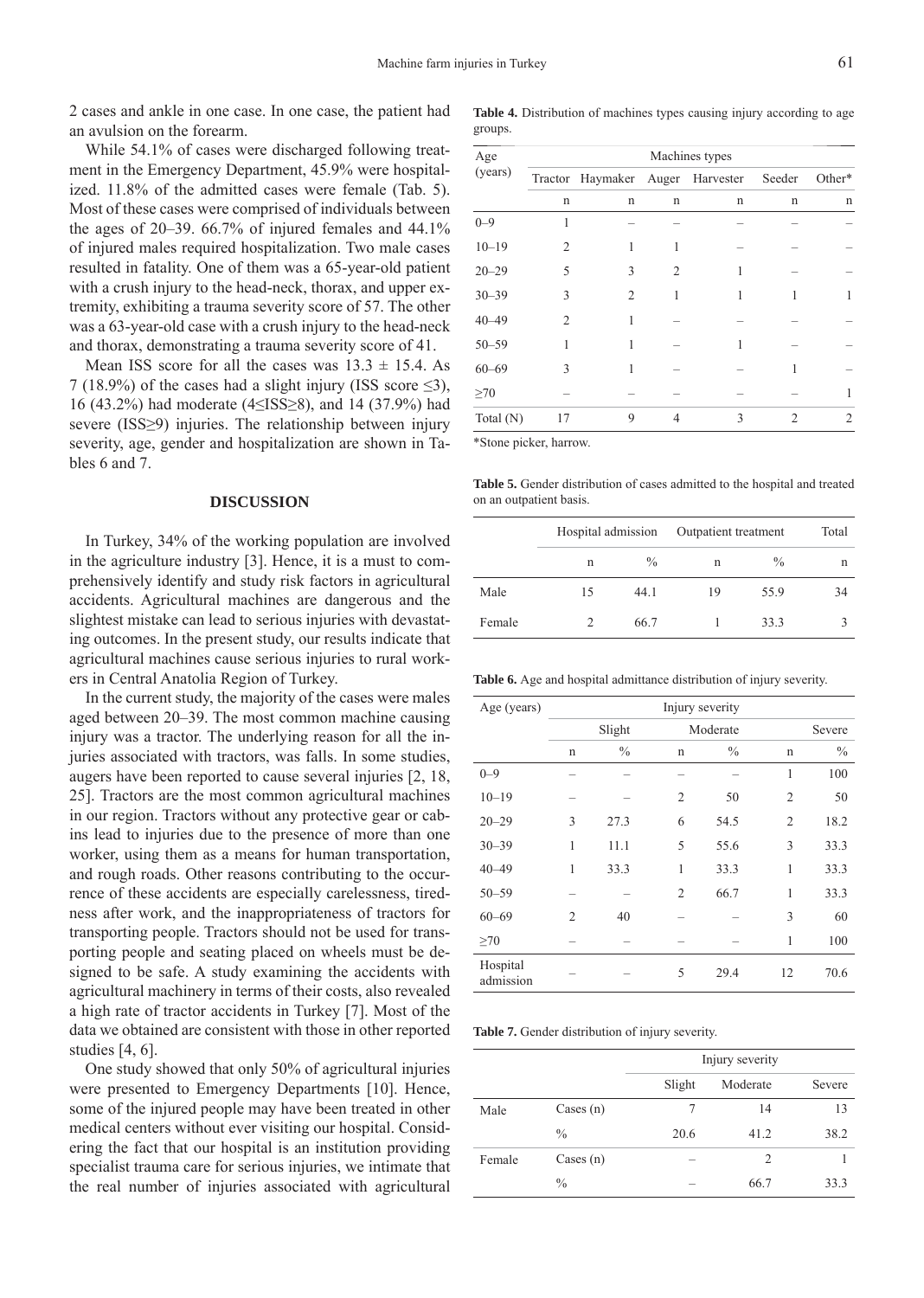2 cases and ankle in one case. In one case, the patient had an avulsion on the forearm.

While 54.1% of cases were discharged following treatment in the Emergency Department, 45.9% were hospitalized. 11.8% of the admitted cases were female (Tab. 5). Most of these cases were comprised of individuals between the ages of 20–39. 66.7% of injured females and 44.1% of injured males required hospitalization. Two male cases resulted in fatality. One of them was a 65-year-old patient with a crush injury to the head-neck, thorax, and upper extremity, exhibiting a trauma severity score of 57. The other was a 63-year-old case with a crush injury to the head-neck and thorax, demonstrating a trauma severity score of 41.

Mean ISS score for all the cases was 13.3 ± 15.4. As 7 (18.9%) of the cases had a slight injury (ISS score ≤3), 16 (43.2%) had moderate (4≤ISS≥8), and 14 (37.9%) had severe (ISS≥9) injuries. The relationship between injury severity, age, gender and hospitalization are shown in Tables 6 and 7.

## DISCUSSION

In Turkey, 34% of the working population are involved in the agriculture industry [3]. Hence, it is a must to comprehensively identify and study risk factors in agricultural accidents. Agricultural machines are dangerous and the slightest mistake can lead to serious injuries with devastating outcomes. In the present study, our results indicate that agricultural machines cause serious injuries to rural workers in Central Anatolia Region of Turkey.

In the current study, the majority of the cases were males aged between 20–39. The most common machine causing injury was a tractor. The underlying reason for all the injuries associated with tractors, was falls. In some studies, augers have been reported to cause several injuries [2, 18, 25]. Tractors are the most common agricultural machines in our region. Tractors without any protective gear or cabins lead to injuries due to the presence of more than one worker, using them as a means for human transportation, and rough roads. Other reasons contributing to the occurrence of these accidents are especially carelessness, tiredness after work, and the inappropriateness of tractors for transporting people. Tractors should not be used for transporting people and seating placed on wheels must be designed to be safe. A study examining the accidents with agricultural machinery in terms of their costs, also revealed a high rate of tractor accidents in Turkey [7]. Most of the data we obtained are consistent with those in other reported studies [4, 6].

One study showed that only 50% of agricultural injuries were presented to Emergency Departments [10]. Hence, some of the injured people may have been treated in other medical centers without ever visiting our hospital. Considering the fact that our hospital is an institution providing specialist trauma care for serious injuries, we intimate that the real number of injuries associated with agricultural

**Table 4.** Distribution of machines types causing injury according to age groups.

| Age (years) | Machines types | | | | | |
|---|---|---|---|---|---|---|
| | Tractor | Haymaker | Auger | Harvester | Seeder | Other* |
| | n | n | n | n | n | n |
| 0–9 | 1 | – | – | – | – | – |
| 10–19 | 2 | 1 | 1 | – | – | – |
| 20–29 | 5 | 3 | 2 | 1 | – | – |
| 30–39 | 3 | 2 | 1 | 1 | 1 | 1 |
| 40–49 | 2 | 1 | – | – | – | – |
| 50–59 | 1 | 1 | – | 1 | – | – |
| 60–69 | 3 | 1 | – | – | 1 | – |
| ≥70 | – | – | – | – | – | 1 |
| Total (N) | 17 | 9 | 4 | 3 | 2 | 2 |

*Stone picker, harrow.

**Table 5.** Gender distribution of cases admitted to the hospital and treated on an outpatient basis.

| | Hospital admission | | Outpatient treatment | | Total |
|---|---|---|---|---|---|
| | n | % | n | % | n |
| Male | 15 | 44.1 | 19 | 55.9 | 34 |
| Female | 2 | 66.7 | 1 | 33.3 | 3 |

**Table 6.** Age and hospital admittance distribution of injury severity.

| Age (years) | Injury severity | | | | | |
|---|---|---|---|---|---|---|
| | Slight | | Moderate | | Severe | |
| | n | % | n | % | n | % |
| 0–9 | – | – | – | – | 1 | 100 |
| 10–19 | – | – | 2 | 50 | 2 | 50 |
| 20–29 | 3 | 27.3 | 6 | 54.5 | 2 | 18.2 |
| 30–39 | 1 | 11.1 | 5 | 55.6 | 3 | 33.3 |
| 40–49 | 1 | 33.3 | 1 | 33.3 | 1 | 33.3 |
| 50–59 | – | – | 2 | 66.7 | 1 | 33.3 |
| 60–69 | 2 | 40 | – | – | 3 | 60 |
| ≥70 | – | – | – | – | 1 | 100 |
| Hospital admission | – | – | 5 | 29.4 | 12 | 70.6 |

**Table 7.** Gender distribution of injury severity.

| | | Injury severity | | |
|---|---|---|---|---|
| | | Slight | Moderate | Severe |
| Male | Cases (n) | 7 | 14 | 13 |
| | % | 20.6 | 41.2 | 38.2 |
| Female | Cases (n) | – | 2 | 1 |
| | % | – | 66.7 | 33.3 |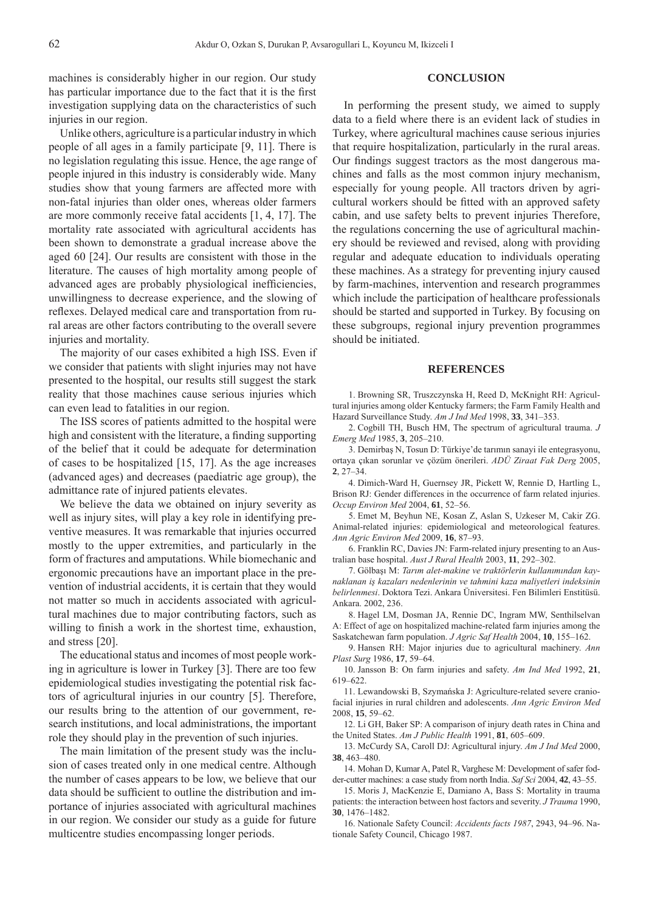machines is considerably higher in our region. Our study has particular importance due to the fact that it is the first investigation supplying data on the characteristics of such injuries in our region.

Unlike others, agriculture is a particular industry in which people of all ages in a family participate [9, 11]. There is no legislation regulating this issue. Hence, the age range of people injured in this industry is considerably wide. Many studies show that young farmers are affected more with non-fatal injuries than older ones, whereas older farmers are more commonly receive fatal accidents [1, 4, 17]. The mortality rate associated with agricultural accidents has been shown to demonstrate a gradual increase above the aged 60 [24]. Our results are consistent with those in the literature. The causes of high mortality among people of advanced ages are probably physiological inefficiencies, unwillingness to decrease experience, and the slowing of reflexes. Delayed medical care and transportation from rural areas are other factors contributing to the overall severe injuries and mortality.

The majority of our cases exhibited a high ISS. Even if we consider that patients with slight injuries may not have presented to the hospital, our results still suggest the stark reality that those machines cause serious injuries which can even lead to fatalities in our region.

The ISS scores of patients admitted to the hospital were high and consistent with the literature, a finding supporting of the belief that it could be adequate for determination of cases to be hospitalized [15, 17]. As the age increases (advanced ages) and decreases (paediatric age group), the admittance rate of injured patients elevates.

We believe the data we obtained on injury severity as well as injury sites, will play a key role in identifying preventive measures. It was remarkable that injuries occurred mostly to the upper extremities, and particularly in the form of fractures and amputations. While biomechanic and ergonomic precautions have an important place in the prevention of industrial accidents, it is certain that they would not matter so much in accidents associated with agricultural machines due to major contributing factors, such as willing to finish a work in the shortest time, exhaustion, and stress [20].

The educational status and incomes of most people working in agriculture is lower in Turkey [3]. There are too few epidemiological studies investigating the potential risk factors of agricultural injuries in our country [5]. Therefore, our results bring to the attention of our government, research institutions, and local administrations, the important role they should play in the prevention of such injuries.

The main limitation of the present study was the inclusion of cases treated only in one medical centre. Although the number of cases appears to be low, we believe that our data should be sufficient to outline the distribution and importance of injuries associated with agricultural machines in our region. We consider our study as a guide for future multicentre studies encompassing longer periods.

## CONCLUSION

In performing the present study, we aimed to supply data to a field where there is an evident lack of studies in Turkey, where agricultural machines cause serious injuries that require hospitalization, particularly in the rural areas. Our findings suggest tractors as the most dangerous machines and falls as the most common injury mechanism, especially for young people. All tractors driven by agricultural workers should be fitted with an approved safety cabin, and use safety belts to prevent injuries Therefore, the regulations concerning the use of agricultural machinery should be reviewed and revised, along with providing regular and adequate education to individuals operating these machines. As a strategy for preventing injury caused by farm-machines, intervention and research programmes which include the participation of healthcare professionals should be started and supported in Turkey. By focusing on these subgroups, regional injury prevention programmes should be initiated.

## REFERENCES

1. Browning SR, Truszczynska H, Reed D, McKnight RH: Agricultural injuries among older Kentucky farmers; the Farm Family Health and Hazard Surveillance Study. *Am J Ind Med* 1998, **33**, 341–353.

2. Cogbill TH, Busch HM, The spectrum of agricultural trauma. *J Emerg Med* 1985, **3**, 205–210.

3. Demirbaş N, Tosun D: Türkiye'de tarımın sanayi ile entegrasyonu, ortaya çıkan sorunlar ve çözüm önerileri. *ADÜ Ziraat Fak Derg* 2005, **2**, 27–34.

4. Dimich-Ward H, Guernsey JR, Pickett W, Rennie D, Hartling L, Brison RJ: Gender differences in the occurrence of farm related injuries. *Occup Environ Med* 2004, **61**, 52–56.

5. Emet M, Beyhun NE, Kosan Z, Aslan S, Uzkeser M, Cakir ZG. Animal-related injuries: epidemiological and meteorological features. *Ann Agric Environ Med* 2009, **16**, 87–93.

6. Franklin RC, Davies JN: Farm-related injury presenting to an Australian base hospital. *Aust J Rural Health* 2003, **11**, 292–302.

7. Gölbaşı M: *Tarım alet-makine ve traktörlerin kullanımından kaynaklanan iş kazaları nedenlerinin ve tahmini kaza maliyetleri indeksinin belirlenmesi*. Doktora Tezi. Ankara Üniversitesi. Fen Bilimleri Enstitüsü. Ankara. 2002, 236.

8. Hagel LM, Dosman JA, Rennie DC, Ingram MW, Senthilselvan A: Effect of age on hospitalized machine-related farm injuries among the Saskatchewan farm population. *J Agric Saf Health* 2004, **10**, 155–162.

9. Hansen RH: Major injuries due to agricultural machinery. *Ann Plast Surg* 1986, **17**, 59–64.

10. Jansson B: On farm injuries and safety. *Am Ind Med* 1992, **21**, 619–622.

11. Lewandowski B, Szymańska J: Agriculture-related severe craniofacial injuries in rural children and adolescents. *Ann Agric Environ Med* 2008, **15**, 59–62.

12. Li GH, Baker SP: A comparison of injury death rates in China and the United States. *Am J Public Health* 1991, **81**, 605–609.

13. McCurdy SA, Caroll DJ: Agricultural injury. *Am J Ind Med* 2000, **38**, 463–480.

14. Mohan D, Kumar A, Patel R, Varghese M: Development of safer fodder-cutter machines: a case study from north India. *Saf Sci* 2004, **42**, 43–55.

15. Moris J, MacKenzie E, Damiano A, Bass S: Mortality in trauma patients: the interaction between host factors and severity. *J Trauma* 1990, **30**, 1476–1482.

16. Nationale Safety Council: *Accidents facts 1987*, 2943, 94–96. Nationale Safety Council, Chicago 1987.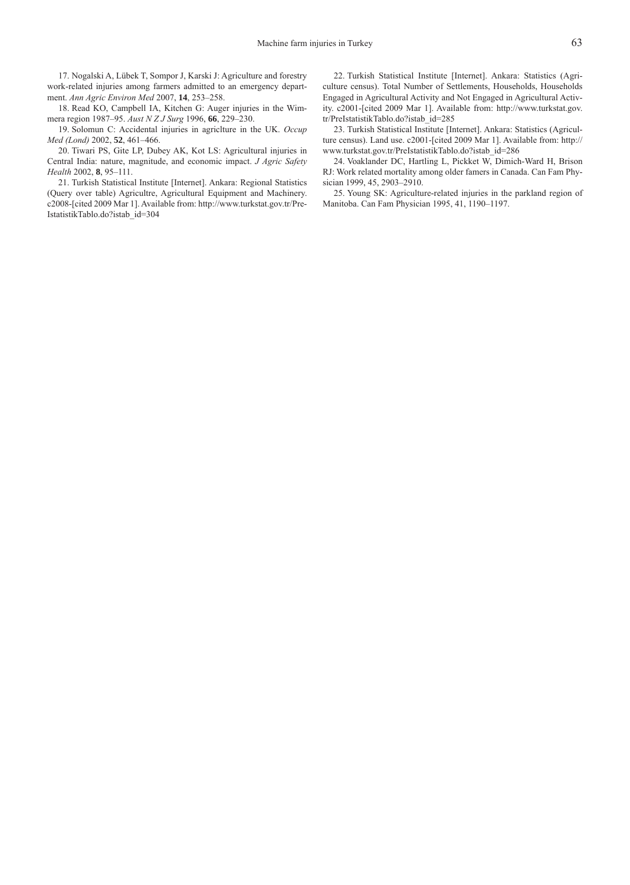17. Nogalski A, Lübek T, Sompor J, Karski J: Agriculture and forestry work-related injuries among farmers admitted to an emergency department. *Ann Agric Environ Med* 2007, **14**, 253–258.

18. Read KO, Campbell IA, Kitchen G: Auger injuries in the Wimmera region 1987–95. *Aust N Z J Surg* 1996, **66**, 229–230.

19. Solomun C: Accidental injuries in agriclture in the UK. *Occup Med (Lond)* 2002, **52**, 461–466.

20. Tiwari PS, Gite LP, Dubey AK, Kot LS: Agricultural injuries in Central India: nature, magnitude, and economic impact. *J Agric Safety Health* 2002, **8**, 95–111.

21. Turkish Statistical Institute [Internet]. Ankara: Regional Statistics (Query over table) Agricultre, Agricultural Equipment and Machinery. c2008-[cited 2009 Mar 1]. Available from: http://www.turkstat.gov.tr/PreIstatistikTablo.do?istab_id=304

22. Turkish Statistical Institute [Internet]. Ankara: Statistics (Agriculture census). Total Number of Settlements, Households, Households Engaged in Agricultural Activity and Not Engaged in Agricultural Activity. c2001-[cited 2009 Mar 1]. Available from: http://www.turkstat.gov.tr/PreIstatistikTablo.do?istab_id=285

23. Turkish Statistical Institute [Internet]. Ankara: Statistics (Agriculture census). Land use. c2001-[cited 2009 Mar 1]. Available from: http://www.turkstat.gov.tr/PreIstatistikTablo.do?istab_id=286

24. Voaklander DC, Hartling L, Pickket W, Dimich-Ward H, Brison RJ: Work related mortality among older famers in Canada. Can Fam Physician 1999, 45, 2903–2910.

25. Young SK: Agriculture-related injuries in the parkland region of Manitoba. Can Fam Physician 1995, 41, 1190–1197.